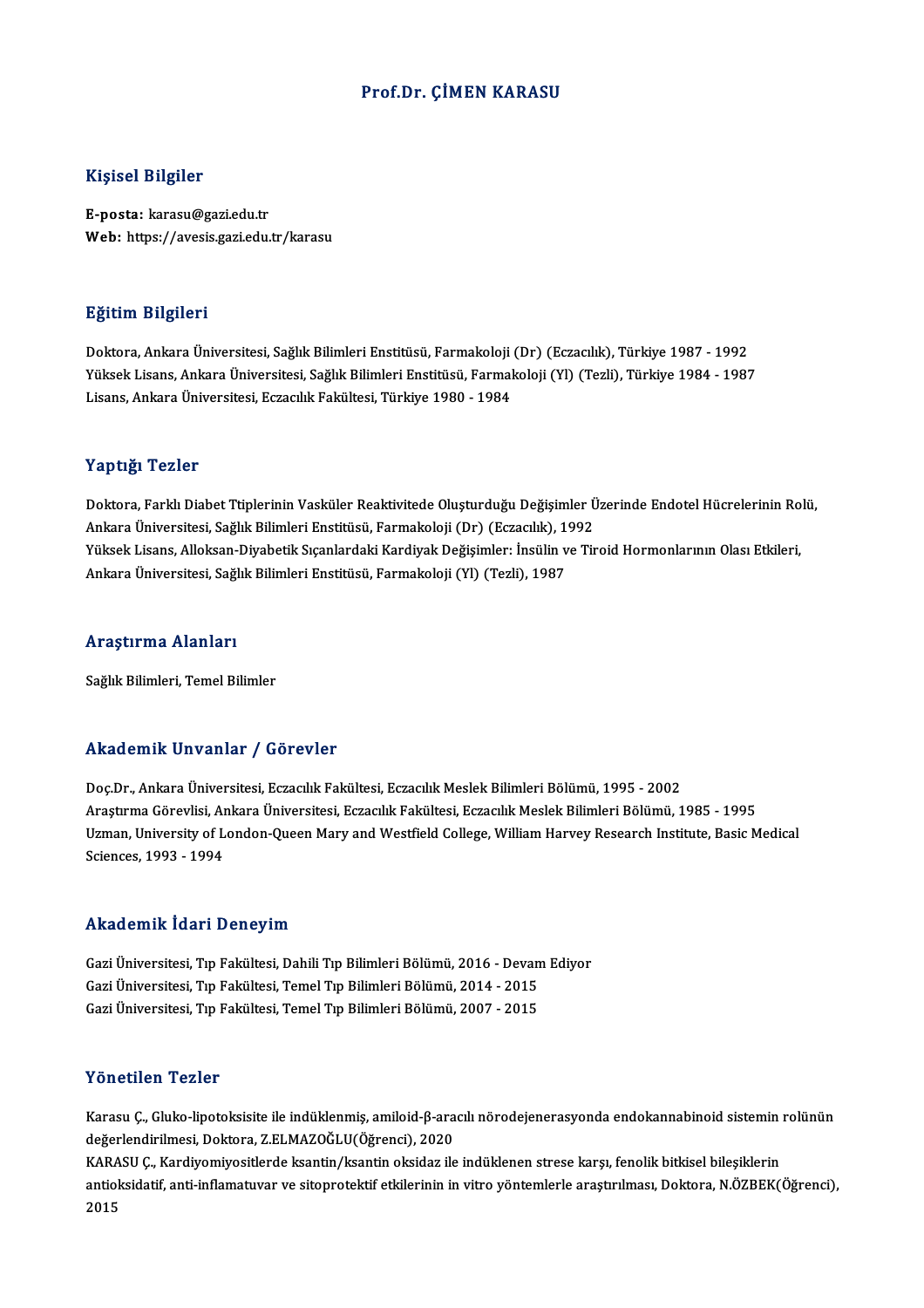# Prof.Dr. ÇİMEN KARASU

## Kişisel Bilgiler

**E-posta:** karasu@gazi.edu.tr
**Web:** https://avesis.gazi.edu.tr/karasu

## Eğitim Bilgileri

Doktora, Ankara Üniversitesi, Sağlık Bilimleri Enstitüsü, Farmakoloji (Dr) (Eczacılık), Türkiye 1987 - 1992
Yüksek Lisans, Ankara Üniversitesi, Sağlık Bilimleri Enstitüsü, Farmakoloji (Yl) (Tezli), Türkiye 1984 - 1987
Lisans, Ankara Üniversitesi, Eczacılık Fakültesi, Türkiye 1980 - 1984

## Yaptığı Tezler

Doktora, Farklı Diabet Ttiplerinin Vasküler Reaktivitede Oluşturduğu Değişimler Üzerinde Endotel Hücrelerinin Rolü, Ankara Üniversitesi, Sağlık Bilimleri Enstitüsü, Farmakoloji (Dr) (Eczacılık), 1992
Yüksek Lisans, Alloksan-Diyabetik Sıçanlardaki Kardiyak Değişimler: İnsülin ve Tiroid Hormonlarının Olası Etkileri, Ankara Üniversitesi, Sağlık Bilimleri Enstitüsü, Farmakoloji (Yl) (Tezli), 1987

## Araştırma Alanları

Sağlık Bilimleri, Temel Bilimler

## Akademik Unvanlar / Görevler

Doç.Dr., Ankara Üniversitesi, Eczacılık Fakültesi, Eczacılık Meslek Bilimleri Bölümü, 1995 - 2002
Araştırma Görevlisi, Ankara Üniversitesi, Eczacılık Fakültesi, Eczacılık Meslek Bilimleri Bölümü, 1985 - 1995
Uzman, University of London-Queen Mary and Westfield College, William Harvey Research Institute, Basic Medical Sciences, 1993 - 1994

## Akademik İdari Deneyim

Gazi Üniversitesi, Tıp Fakültesi, Dahili Tıp Bilimleri Bölümü, 2016 - Devam Ediyor
Gazi Üniversitesi, Tıp Fakültesi, Temel Tıp Bilimleri Bölümü, 2014 - 2015
Gazi Üniversitesi, Tıp Fakültesi, Temel Tıp Bilimleri Bölümü, 2007 - 2015

## Yönetilen Tezler

Karasu Ç., Gluko-lipotoksisite ile indüklenmiş, amiloid-β-aracılı nörodejenerasyonda endokannabinoid sistemin rolünün değerlendirilmesi, Doktora, Z.ELMAZOĞLU(Öğrenci), 2020
KARASU Ç., Kardiyomiyositlerde ksantin/ksantin oksidaz ile indüklenen strese karşı, fenolik bitkisel bileşiklerin antioksidatif, anti-inflamatuvar ve sitoprotektif etkilerinin in vitro yöntemlerle araştırılması, Doktora, N.ÖZBEK(Öğrenci), 2015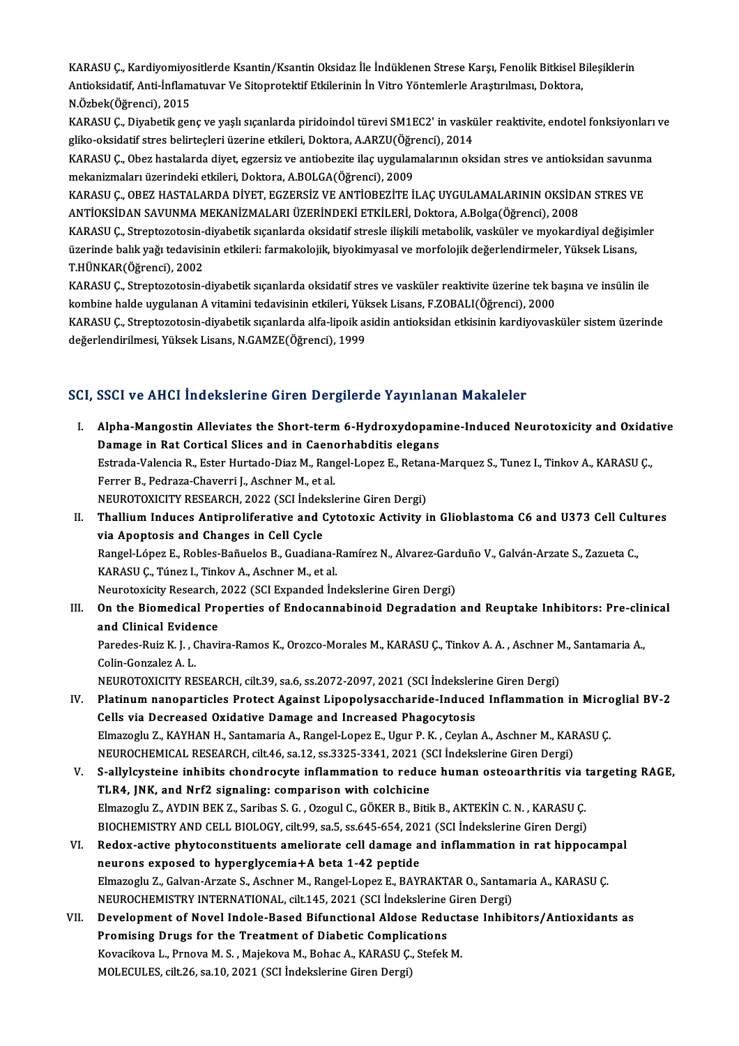KARASU Ç., Kardiyomiyositlerde Ksantin/Ksantin Oksidaz İle İndüklenen Strese Karşı, Fenolik Bitkisel Bileşiklerin Antioksidatif, Anti-İnflamatuvar Ve Sitoprotektif Etkilerinin İn Vitro Yöntemlerle Araştırılması, Doktora, N.Özbek(Öğrenci), 2015

KARASU Ç., Diyabetik genç ve yaşlı sıçanlarda piridoindol türevi SM1EC2' in vasküler reaktivite, endotel fonksiyonları ve gliko-oksidatif stres belirteçleri üzerine etkileri, Doktora, A.ARZU(Öğrenci), 2014

KARASU Ç., Obez hastalarda diyet, egzersiz ve antiobezite ilaç uygulamalarının oksidan stres ve antioksidan savunma mekanizmaları üzerindeki etkileri, Doktora, A.BOLGA(Öğrenci), 2009

KARASU Ç., OBEZ HASTALARDA DİYET, EGZERSİZ VE ANTİOBEZİTE İLAÇ UYGULAMALARININ OKSİDAN STRES VE ANTİOKSİDAN SAVUNMA MEKANİZMALARI ÜZERİNDEKİ ETKİLERİ, Doktora, A.Bolga(Öğrenci), 2008

KARASU Ç., Streptozotosin-diyabetik sıçanlarda oksidatif stresle ilişkili metabolik, vasküler ve myokardiyal değişimler üzerinde balık yağı tedavisinin etkileri: farmakolojik, biyokimyasal ve morfolojik değerlendirmeler, Yüksek Lisans, T.HÜNKAR(Öğrenci), 2002

KARASU Ç., Streptozotosin-diyabetik sıçanlarda oksidatif stres ve vasküler reaktivite üzerine tek başına ve insülin ile kombine halde uygulanan A vitamini tedavisinin etkileri, Yüksek Lisans, F.ZOBALI(Öğrenci), 2000

KARASU Ç., Streptozotosin-diyabetik sıçanlarda alfa-lipoik asidin antioksidan etkisinin kardiyovasküler sistem üzerinde değerlendirilmesi, Yüksek Lisans, N.GAMZE(Öğrenci), 1999

## SCI, SSCI ve AHCI İndekslerine Giren Dergilerde Yayınlanan Makaleler

I. **Alpha-Mangostin Alleviates the Short-term 6-Hydroxydopamine-Induced Neurotoxicity and Oxidative Damage in Rat Cortical Slices and in Caenorhabditis elegans**
Estrada-Valencia R., Ester Hurtado-Diaz M., Rangel-Lopez E., Retana-Marquez S., Tunez I., Tinkov A., KARASU Ç., Ferrer B., Pedraza-Chaverri J., Aschner M., et al.
NEUROTOXICITY RESEARCH, 2022 (SCI İndekslerine Giren Dergi)

II. **Thallium Induces Antiproliferative and Cytotoxic Activity in Glioblastoma C6 and U373 Cell Cultures via Apoptosis and Changes in Cell Cycle**
Rangel-López E., Robles-Bañuelos B., Guadiana-Ramírez N., Alvarez-Garduño V., Galván-Arzate S., Zazueta C., KARASU Ç., Túnez I., Tinkov A., Aschner M., et al.
Neurotoxicity Research, 2022 (SCI Expanded İndekslerine Giren Dergi)

III. **On the Biomedical Properties of Endocannabinoid Degradation and Reuptake Inhibitors: Pre-clinical and Clinical Evidence**
Paredes-Ruiz K. J. , Chavira-Ramos K., Orozco-Morales M., KARASU Ç., Tinkov A. A. , Aschner M., Santamaria A., Colin-Gonzalez A. L.
NEUROTOXICITY RESEARCH, cilt.39, sa.6, ss.2072-2097, 2021 (SCI İndekslerine Giren Dergi)

IV. **Platinum nanoparticles Protect Against Lipopolysaccharide-Induced Inflammation in Microglial BV-2 Cells via Decreased Oxidative Damage and Increased Phagocytosis**
Elmazoglu Z., KAYHAN H., Santamaria A., Rangel-Lopez E., Ugur P. K. , Ceylan A., Aschner M., KARASU Ç.
NEUROCHEMICAL RESEARCH, cilt.46, sa.12, ss.3325-3341, 2021 (SCI İndekslerine Giren Dergi)

V. **S-allylcysteine inhibits chondrocyte inflammation to reduce human osteoarthritis via targeting RAGE, TLR4, JNK, and Nrf2 signaling: comparison with colchicine**
Elmazoglu Z., AYDIN BEK Z., Saribas S. G. , Ozogul C., GÖKER B., Bitik B., AKTEKİN C. N. , KARASU Ç.
BIOCHEMISTRY AND CELL BIOLOGY, cilt.99, sa.5, ss.645-654, 2021 (SCI İndekslerine Giren Dergi)

VI. **Redox-active phytoconstituents ameliorate cell damage and inflammation in rat hippocampal neurons exposed to hyperglycemia+A beta 1-42 peptide**
Elmazoglu Z., Galvan-Arzate S., Aschner M., Rangel-Lopez E., BAYRAKTAR O., Santamaria A., KARASU Ç.
NEUROCHEMISTRY INTERNATIONAL, cilt.145, 2021 (SCI İndekslerine Giren Dergi)

VII. **Development of Novel Indole-Based Bifunctional Aldose Reductase Inhibitors/Antioxidants as Promising Drugs for the Treatment of Diabetic Complications**
Kovacikova L., Prnova M. S. , Majekova M., Bohac A., KARASU Ç., Stefek M.
MOLECULES, cilt.26, sa.10, 2021 (SCI İndekslerine Giren Dergi)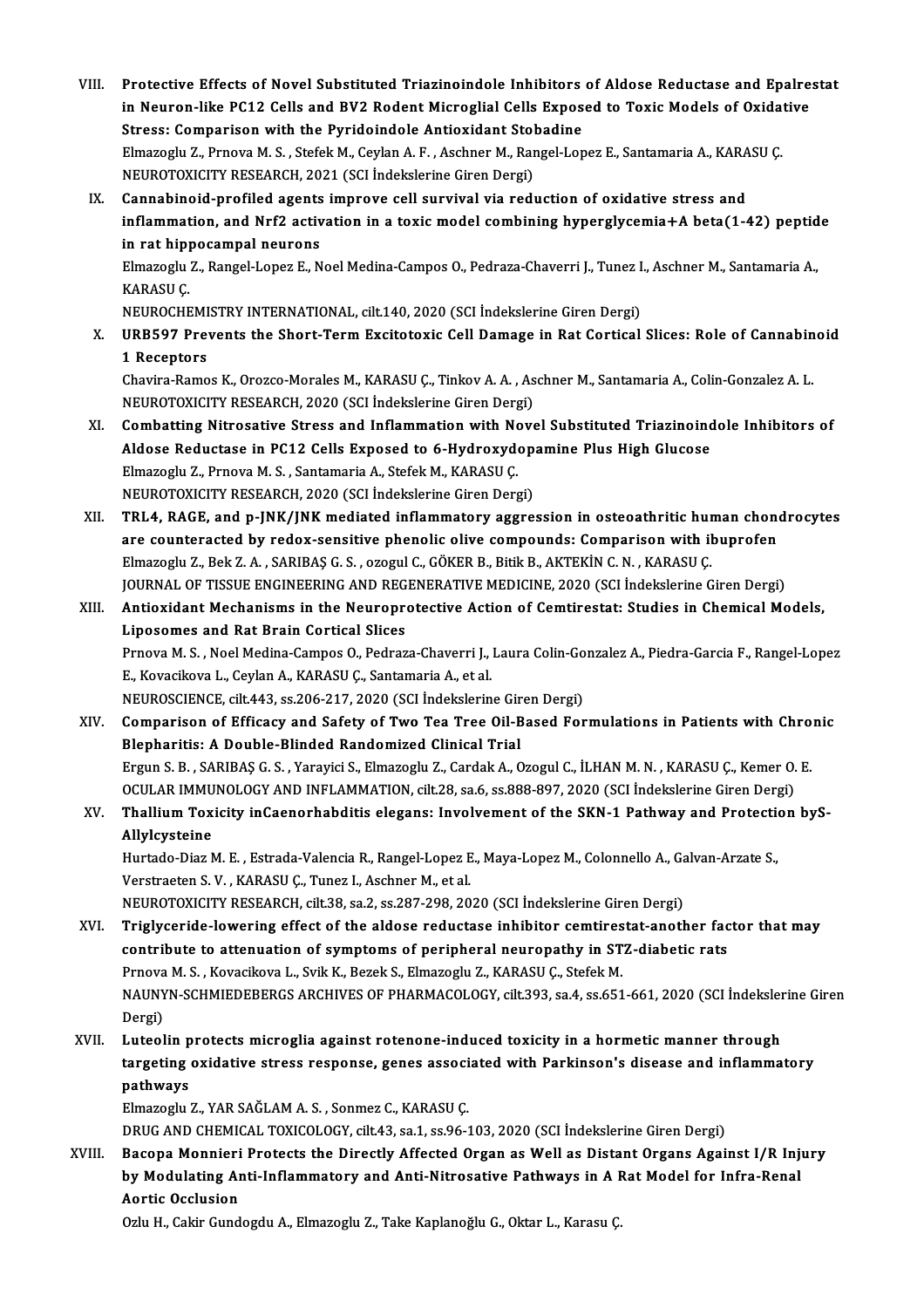VIII. **Protective Effects of Novel Substituted Triazinoindole Inhibitors of Aldose Reductase and Epalrestat in Neuron-like PC12 Cells and BV2 Rodent Microglial Cells Exposed to Toxic Models of Oxidative Stress: Comparison with the Pyridoindole Antioxidant Stobadine**
Elmazoglu Z., Prnova M. S. , Stefek M., Ceylan A. F. , Aschner M., Rangel-Lopez E., Santamaria A., KARASU Ç.
NEUROTOXICITY RESEARCH, 2021 (SCI İndekslerine Giren Dergi)

IX. **Cannabinoid-profiled agents improve cell survival via reduction of oxidative stress and inflammation, and Nrf2 activation in a toxic model combining hyperglycemia+A beta(1-42) peptide in rat hippocampal neurons**
Elmazoglu Z., Rangel-Lopez E., Noel Medina-Campos O., Pedraza-Chaverri J., Tunez I., Aschner M., Santamaria A., KARASU Ç.
NEUROCHEMISTRY INTERNATIONAL, cilt.140, 2020 (SCI İndekslerine Giren Dergi)

X. **URB597 Prevents the Short-Term Excitotoxic Cell Damage in Rat Cortical Slices: Role of Cannabinoid 1 Receptors**
Chavira-Ramos K., Orozco-Morales M., KARASU Ç., Tinkov A. A. , Aschner M., Santamaria A., Colin-Gonzalez A. L.
NEUROTOXICITY RESEARCH, 2020 (SCI İndekslerine Giren Dergi)

XI. **Combatting Nitrosative Stress and Inflammation with Novel Substituted Triazinoindole Inhibitors of Aldose Reductase in PC12 Cells Exposed to 6-Hydroxydopamine Plus High Glucose**
Elmazoglu Z., Prnova M. S. , Santamaria A., Stefek M., KARASU Ç.
NEUROTOXICITY RESEARCH, 2020 (SCI İndekslerine Giren Dergi)

XII. **TRL4, RAGE, and p-JNK/JNK mediated inflammatory aggression in osteoathritic human chondrocytes are counteracted by redox-sensitive phenolic olive compounds: Comparison with ibuprofen**
Elmazoglu Z., Bek Z. A. , SARIBAŞ G. S. , ozogul C., GÖKER B., Bitik B., AKTEKİN C. N. , KARASU Ç.
JOURNAL OF TISSUE ENGINEERING AND REGENERATIVE MEDICINE, 2020 (SCI İndekslerine Giren Dergi)

XIII. **Antioxidant Mechanisms in the Neuroprotective Action of Cemtirestat: Studies in Chemical Models, Liposomes and Rat Brain Cortical Slices**
Prnova M. S. , Noel Medina-Campos O., Pedraza-Chaverri J., Laura Colin-Gonzalez A., Piedra-Garcia F., Rangel-Lopez E., Kovacikova L., Ceylan A., KARASU Ç., Santamaria A., et al.
NEUROSCIENCE, cilt.443, ss.206-217, 2020 (SCI İndekslerine Giren Dergi)

XIV. **Comparison of Efficacy and Safety of Two Tea Tree Oil-Based Formulations in Patients with Chronic Blepharitis: A Double-Blinded Randomized Clinical Trial**
Ergun S. B. , SARIBAŞ G. S. , Yarayici S., Elmazoglu Z., Cardak A., Ozogul C., İLHAN M. N. , KARASU Ç., Kemer O. E.
OCULAR IMMUNOLOGY AND INFLAMMATION, cilt.28, sa.6, ss.888-897, 2020 (SCI İndekslerine Giren Dergi)

XV. **Thallium Toxicity inCaenorhabditis elegans: Involvement of the SKN-1 Pathway and Protection byS-Allylcysteine**
Hurtado-Diaz M. E. , Estrada-Valencia R., Rangel-Lopez E., Maya-Lopez M., Colonnello A., Galvan-Arzate S., Verstraeten S. V. , KARASU Ç., Tunez I., Aschner M., et al.
NEUROTOXICITY RESEARCH, cilt.38, sa.2, ss.287-298, 2020 (SCI İndekslerine Giren Dergi)

XVI. **Triglyceride-lowering effect of the aldose reductase inhibitor cemtirestat-another factor that may contribute to attenuation of symptoms of peripheral neuropathy in STZ-diabetic rats**
Prnova M. S. , Kovacikova L., Svik K., Bezek S., Elmazoglu Z., KARASU Ç., Stefek M.
NAUNYN-SCHMIEDEBERGS ARCHIVES OF PHARMACOLOGY, cilt.393, sa.4, ss.651-661, 2020 (SCI İndekslerine Giren Dergi)

XVII. **Luteolin protects microglia against rotenone-induced toxicity in a hormetic manner through targeting oxidative stress response, genes associated with Parkinson's disease and inflammatory pathways**
Elmazoglu Z., YAR SAĞLAM A. S. , Sonmez C., KARASU Ç.
DRUG AND CHEMICAL TOXICOLOGY, cilt.43, sa.1, ss.96-103, 2020 (SCI İndekslerine Giren Dergi)

XVIII. **Bacopa Monnieri Protects the Directly Affected Organ as Well as Distant Organs Against I/R Injury by Modulating Anti-Inflammatory and Anti-Nitrosative Pathways in A Rat Model for Infra-Renal Aortic Occlusion**
Ozlu H., Cakir Gundogdu A., Elmazoglu Z., Take Kaplanoğlu G., Oktar L., Karasu Ç.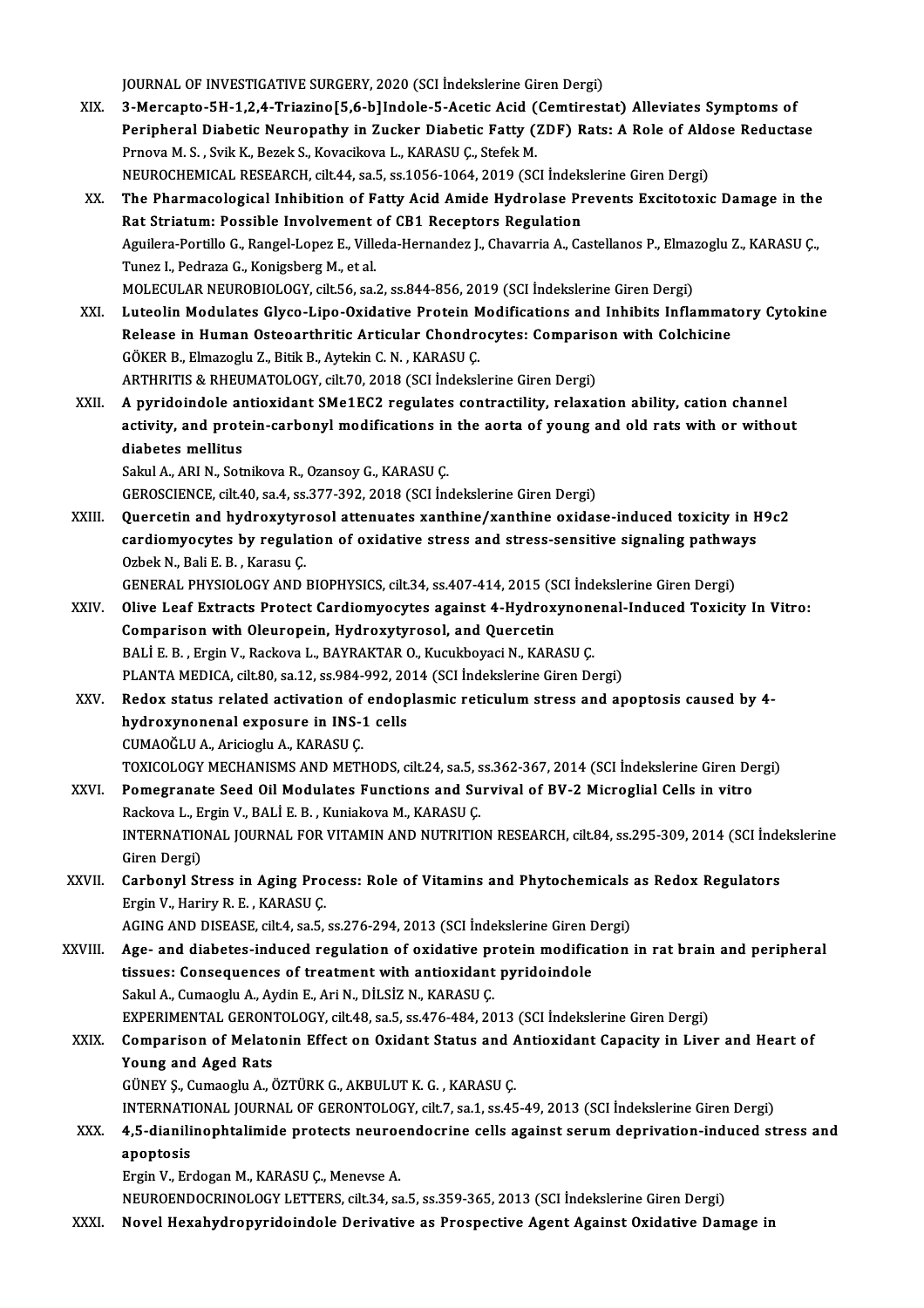JOURNAL OF INVESTIGATIVE SURGERY, 2020 (SCI İndekslerine Giren Dergi)

XIX. **3-Mercapto-5H-1,2,4-Triazino[5,6-b]Indole-5-Acetic Acid (Cemtirestat) Alleviates Symptoms of Peripheral Diabetic Neuropathy in Zucker Diabetic Fatty (ZDF) Rats: A Role of Aldose Reductase**
Prnova M. S. , Svik K., Bezek S., Kovacikova L., KARASU Ç., Stefek M.
NEUROCHEMICAL RESEARCH, cilt.44, sa.5, ss.1056-1064, 2019 (SCI İndekslerine Giren Dergi)

XX. **The Pharmacological Inhibition of Fatty Acid Amide Hydrolase Prevents Excitotoxic Damage in the Rat Striatum: Possible Involvement of CB1 Receptors Regulation**
Aguilera-Portillo G., Rangel-Lopez E., Villeda-Hernandez J., Chavarria A., Castellanos P., Elmazoglu Z., KARASU Ç., Tunez I., Pedraza G., Konigsberg M., et al.
MOLECULAR NEUROBIOLOGY, cilt.56, sa.2, ss.844-856, 2019 (SCI İndekslerine Giren Dergi)

XXI. **Luteolin Modulates Glyco-Lipo-Oxidative Protein Modifications and Inhibits Inflammatory Cytokine Release in Human Osteoarthritic Articular Chondrocytes: Comparison with Colchicine**
GÖKER B., Elmazoglu Z., Bitik B., Aytekin C. N. , KARASU Ç.
ARTHRITIS & RHEUMATOLOGY, cilt.70, 2018 (SCI İndekslerine Giren Dergi)

XXII. **A pyridoindole antioxidant SMe1EC2 regulates contractility, relaxation ability, cation channel activity, and protein-carbonyl modifications in the aorta of young and old rats with or without diabetes mellitus**
Sakul A., ARI N., Sotnikova R., Ozansoy G., KARASU Ç.
GEROSCIENCE, cilt.40, sa.4, ss.377-392, 2018 (SCI İndekslerine Giren Dergi)

XXIII. **Quercetin and hydroxytyrosol attenuates xanthine/xanthine oxidase-induced toxicity in H9c2 cardiomyocytes by regulation of oxidative stress and stress-sensitive signaling pathways**
Ozbek N., Bali E. B. , Karasu Ç.
GENERAL PHYSIOLOGY AND BIOPHYSICS, cilt.34, ss.407-414, 2015 (SCI İndekslerine Giren Dergi)

XXIV. **Olive Leaf Extracts Protect Cardiomyocytes against 4-Hydroxynonenal-Induced Toxicity In Vitro: Comparison with Oleuropein, Hydroxytyrosol, and Quercetin**
BALİ E. B. , Ergin V., Rackova L., BAYRAKTAR O., Kucukboyaci N., KARASU Ç.
PLANTA MEDICA, cilt.80, sa.12, ss.984-992, 2014 (SCI İndekslerine Giren Dergi)

XXV. **Redox status related activation of endoplasmic reticulum stress and apoptosis caused by 4-hydroxynonenal exposure in INS-1 cells**
CUMAOĞLU A., Aricioglu A., KARASU Ç.
TOXICOLOGY MECHANISMS AND METHODS, cilt.24, sa.5, ss.362-367, 2014 (SCI İndekslerine Giren Dergi)

XXVI. **Pomegranate Seed Oil Modulates Functions and Survival of BV-2 Microglial Cells in vitro**
Rackova L., Ergin V., BALİ E. B. , Kuniakova M., KARASU Ç.
INTERNATIONAL JOURNAL FOR VITAMIN AND NUTRITION RESEARCH, cilt.84, ss.295-309, 2014 (SCI İndekslerine Giren Dergi)

XXVII. **Carbonyl Stress in Aging Process: Role of Vitamins and Phytochemicals as Redox Regulators**
Ergin V., Hariry R. E. , KARASU Ç.
AGING AND DISEASE, cilt.4, sa.5, ss.276-294, 2013 (SCI İndekslerine Giren Dergi)

XXVIII. **Age- and diabetes-induced regulation of oxidative protein modification in rat brain and peripheral tissues: Consequences of treatment with antioxidant pyridoindole**
Sakul A., Cumaoglu A., Aydin E., Ari N., DİLSİZ N., KARASU Ç.
EXPERIMENTAL GERONTOLOGY, cilt.48, sa.5, ss.476-484, 2013 (SCI İndekslerine Giren Dergi)

XXIX. **Comparison of Melatonin Effect on Oxidant Status and Antioxidant Capacity in Liver and Heart of Young and Aged Rats**
GÜNEY Ş., Cumaoglu A., ÖZTÜRK G., AKBULUT K. G. , KARASU Ç.
INTERNATIONAL JOURNAL OF GERONTOLOGY, cilt.7, sa.1, ss.45-49, 2013 (SCI İndekslerine Giren Dergi)

XXX. **4,5-dianilinophtalimide protects neuroendocrine cells against serum deprivation-induced stress and apoptosis**
Ergin V., Erdogan M., KARASU Ç., Menevse A.
NEUROENDOCRINOLOGY LETTERS, cilt.34, sa.5, ss.359-365, 2013 (SCI İndekslerine Giren Dergi)

XXXI. **Novel Hexahydropyridoindole Derivative as Prospective Agent Against Oxidative Damage in**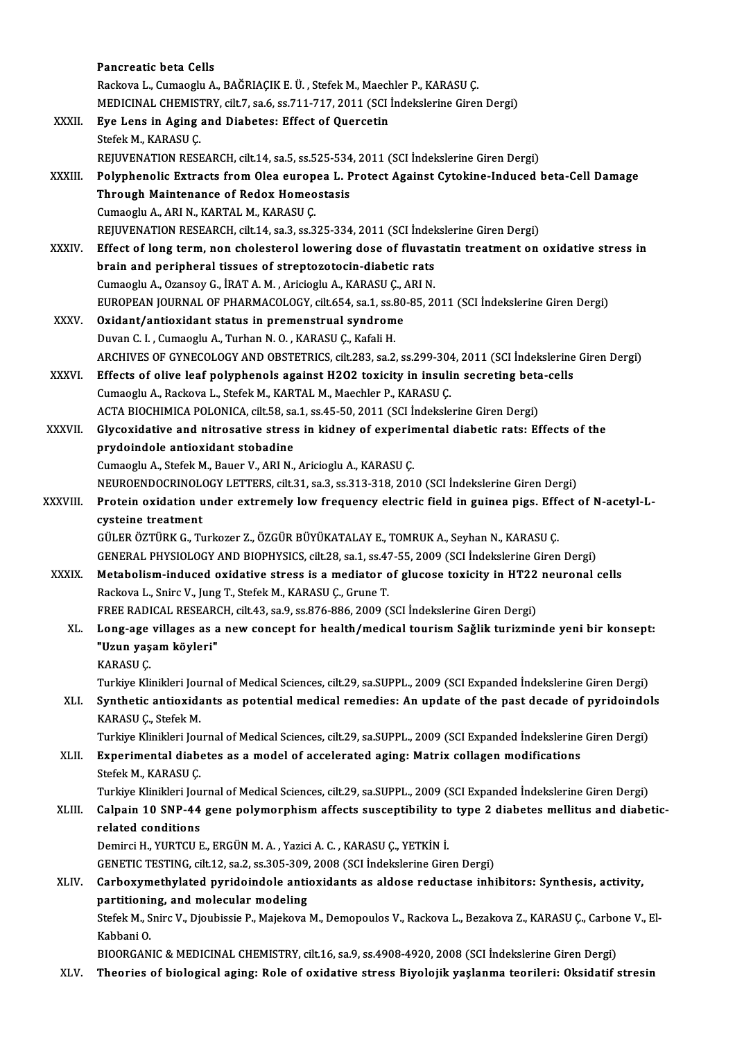Pancreatic beta Cells
Rackova L., Cumaoglu A., BAĞRIAÇIK E. Ü. , Stefek M., Maechler P., KARASU Ç.
MEDICINAL CHEMISTRY, cilt.7, sa.6, ss.711-717, 2011 (SCI İndekslerine Giren Dergi)

XXXII. **Eye Lens in Aging and Diabetes: Effect of Quercetin**
Stefek M., KARASU Ç.
REJUVENATION RESEARCH, cilt.14, sa.5, ss.525-534, 2011 (SCI İndekslerine Giren Dergi)

XXXIII. **Polyphenolic Extracts from Olea europea L. Protect Against Cytokine-Induced beta-Cell Damage Through Maintenance of Redox Homeostasis**
Cumaoglu A., ARI N., KARTAL M., KARASU Ç.
REJUVENATION RESEARCH, cilt.14, sa.3, ss.325-334, 2011 (SCI İndekslerine Giren Dergi)

XXXIV. **Effect of long term, non cholesterol lowering dose of fluvastatin treatment on oxidative stress in brain and peripheral tissues of streptozotocin-diabetic rats**
Cumaoglu A., Ozansoy G., İRAT A. M. , Aricioglu A., KARASU Ç., ARI N.
EUROPEAN JOURNAL OF PHARMACOLOGY, cilt.654, sa.1, ss.80-85, 2011 (SCI İndekslerine Giren Dergi)

XXXV. **Oxidant/antioxidant status in premenstrual syndrome**
Duvan C. I. , Cumaoglu A., Turhan N. O. , KARASU Ç., Kafali H.
ARCHIVES OF GYNECOLOGY AND OBSTETRICS, cilt.283, sa.2, ss.299-304, 2011 (SCI İndekslerine Giren Dergi)

XXXVI. **Effects of olive leaf polyphenols against H2O2 toxicity in insulin secreting beta-cells**
Cumaoglu A., Rackova L., Stefek M., KARTAL M., Maechler P., KARASU Ç.
ACTA BIOCHIMICA POLONICA, cilt.58, sa.1, ss.45-50, 2011 (SCI İndekslerine Giren Dergi)

XXXVII. **Glycoxidative and nitrosative stress in kidney of experimental diabetic rats: Effects of the prydoindole antioxidant stobadine**
Cumaoglu A., Stefek M., Bauer V., ARI N., Aricioglu A., KARASU Ç.
NEUROENDOCRINOLOGY LETTERS, cilt.31, sa.3, ss.313-318, 2010 (SCI İndekslerine Giren Dergi)

XXXVIII. **Protein oxidation under extremely low frequency electric field in guinea pigs. Effect of N-acetyl-L-cysteine treatment**
GÜLER ÖZTÜRK G., Turkozer Z., ÖZGÜR BÜYÜKATALAY E., TOMRUK A., Seyhan N., KARASU Ç.
GENERAL PHYSIOLOGY AND BIOPHYSICS, cilt.28, sa.1, ss.47-55, 2009 (SCI İndekslerine Giren Dergi)

XXXIX. **Metabolism-induced oxidative stress is a mediator of glucose toxicity in HT22 neuronal cells**
Rackova L., Snirc V., Jung T., Stefek M., KARASU Ç., Grune T.
FREE RADICAL RESEARCH, cilt.43, sa.9, ss.876-886, 2009 (SCI İndekslerine Giren Dergi)

XL. **Long-age villages as a new concept for health/medical tourism Sağlık turizminde yeni bir konsept: "Uzun yaşam köyleri"**
KARASU Ç.
Turkiye Klinikleri Journal of Medical Sciences, cilt.29, sa.SUPPL., 2009 (SCI Expanded İndekslerine Giren Dergi)

XLI. **Synthetic antioxidants as potential medical remedies: An update of the past decade of pyridoindols**
KARASU Ç., Stefek M.
Turkiye Klinikleri Journal of Medical Sciences, cilt.29, sa.SUPPL., 2009 (SCI Expanded İndekslerine Giren Dergi)

XLII. **Experimental diabetes as a model of accelerated aging: Matrix collagen modifications**
Stefek M., KARASU Ç.
Turkiye Klinikleri Journal of Medical Sciences, cilt.29, sa.SUPPL., 2009 (SCI Expanded İndekslerine Giren Dergi)

XLIII. **Calpain 10 SNP-44 gene polymorphism affects susceptibility to type 2 diabetes mellitus and diabetic-related conditions**
Demirci H., YURTCU E., ERGÜN M. A. , Yazici A. C. , KARASU Ç., YETKİN İ.
GENETIC TESTING, cilt.12, sa.2, ss.305-309, 2008 (SCI İndekslerine Giren Dergi)

XLIV. **Carboxymethylated pyridoindole antioxidants as aldose reductase inhibitors: Synthesis, activity, partitioning, and molecular modeling**
Stefek M., Snirc V., Djoubissie P., Majekova M., Demopoulos V., Rackova L., Bezakova Z., KARASU Ç., Carbone V., El-Kabbani O.
BIOORGANIC & MEDICINAL CHEMISTRY, cilt.16, sa.9, ss.4908-4920, 2008 (SCI İndekslerine Giren Dergi)

XLV. **Theories of biological aging: Role of oxidative stress Biyolojik yaşlanma teorileri: Oksidatif stresin**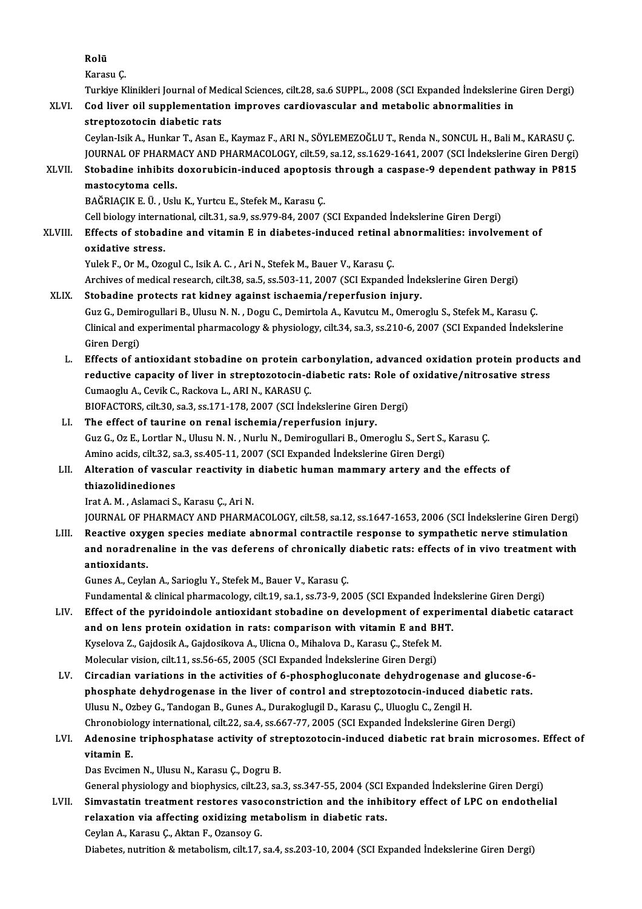Rolü
Karasu Ç.
Turkiye Klinikleri Journal of Medical Sciences, cilt.28, sa.6 SUPPL., 2008 (SCI Expanded İndekslerine Giren Dergi)

XLVI. **Cod liver oil supplementation improves cardiovascular and metabolic abnormalities in streptozotocin diabetic rats**
Ceylan-Isik A., Hunkar T., Asan E., Kaymaz F., ARI N., SÖYLEMEZOĞLU T., Renda N., SONCUL H., Bali M., KARASU Ç.
JOURNAL OF PHARMACY AND PHARMACOLOGY, cilt.59, sa.12, ss.1629-1641, 2007 (SCI İndekslerine Giren Dergi)

XLVII. **Stobadine inhibits doxorubicin-induced apoptosis through a caspase-9 dependent pathway in P815 mastocytoma cells.**
BAĞRIAÇIK E. Ü. , Uslu K., Yurtcu E., Stefek M., Karasu Ç.
Cell biology international, cilt.31, sa.9, ss.979-84, 2007 (SCI Expanded İndekslerine Giren Dergi)

XLVIII. **Effects of stobadine and vitamin E in diabetes-induced retinal abnormalities: involvement of oxidative stress.**
Yulek F., Or M., Ozogul C., Isik A. C. , Ari N., Stefek M., Bauer V., Karasu Ç.
Archives of medical research, cilt.38, sa.5, ss.503-11, 2007 (SCI Expanded İndekslerine Giren Dergi)

XLIX. **Stobadine protects rat kidney against ischaemia/reperfusion injury.**
Guz G., Demirogullari B., Ulusu N. N. , Dogu C., Demirtola A., Kavutcu M., Omeroglu S., Stefek M., Karasu Ç.
Clinical and experimental pharmacology & physiology, cilt.34, sa.3, ss.210-6, 2007 (SCI Expanded İndekslerine Giren Dergi)

L. **Effects of antioxidant stobadine on protein carbonylation, advanced oxidation protein products and reductive capacity of liver in streptozotocin-diabetic rats: Role of oxidative/nitrosative stress**
Cumaoglu A., Cevik C., Rackova L., ARI N., KARASU Ç.
BIOFACTORS, cilt.30, sa.3, ss.171-178, 2007 (SCI İndekslerine Giren Dergi)

LI. **The effect of taurine on renal ischemia/reperfusion injury.**
Guz G., Oz E., Lortlar N., Ulusu N. N. , Nurlu N., Demirogullari B., Omeroglu S., Sert S., Karasu Ç.
Amino acids, cilt.32, sa.3, ss.405-11, 2007 (SCI Expanded İndekslerine Giren Dergi)

LII. **Alteration of vascular reactivity in diabetic human mammary artery and the effects of thiazolidinediones**
Irat A. M. , Aslamaci S., Karasu Ç., Ari N.
JOURNAL OF PHARMACY AND PHARMACOLOGY, cilt.58, sa.12, ss.1647-1653, 2006 (SCI İndekslerine Giren Dergi)

LIII. **Reactive oxygen species mediate abnormal contractile response to sympathetic nerve stimulation and noradrenaline in the vas deferens of chronically diabetic rats: effects of in vivo treatment with antioxidants.**
Gunes A., Ceylan A., Sarioglu Y., Stefek M., Bauer V., Karasu Ç.
Fundamental & clinical pharmacology, cilt.19, sa.1, ss.73-9, 2005 (SCI Expanded İndekslerine Giren Dergi)

LIV. **Effect of the pyridoindole antioxidant stobadine on development of experimental diabetic cataract and on lens protein oxidation in rats: comparison with vitamin E and BHT.**
Kyselova Z., Gajdosik A., Gajdosikova A., Ulicna O., Mihalova D., Karasu Ç., Stefek M.
Molecular vision, cilt.11, ss.56-65, 2005 (SCI Expanded İndekslerine Giren Dergi)

LV. **Circadian variations in the activities of 6-phosphogluconate dehydrogenase and glucose-6-phosphate dehydrogenase in the liver of control and streptozotocin-induced diabetic rats.**
Ulusu N., Ozbey G., Tandogan B., Gunes A., Durakoglugil D., Karasu Ç., Uluoglu C., Zengil H.
Chronobiology international, cilt.22, sa.4, ss.667-77, 2005 (SCI Expanded İndekslerine Giren Dergi)

LVI. **Adenosine triphosphatase activity of streptozotocin-induced diabetic rat brain microsomes. Effect of vitamin E.**
Das Evcimen N., Ulusu N., Karasu Ç., Dogru B.
General physiology and biophysics, cilt.23, sa.3, ss.347-55, 2004 (SCI Expanded İndekslerine Giren Dergi)

LVII. **Simvastatin treatment restores vasoconstriction and the inhibitory effect of LPC on endothelial relaxation via affecting oxidizing metabolism in diabetic rats.**
Ceylan A., Karasu Ç., Aktan F., Ozansoy G.
Diabetes, nutrition & metabolism, cilt.17, sa.4, ss.203-10, 2004 (SCI Expanded İndekslerine Giren Dergi)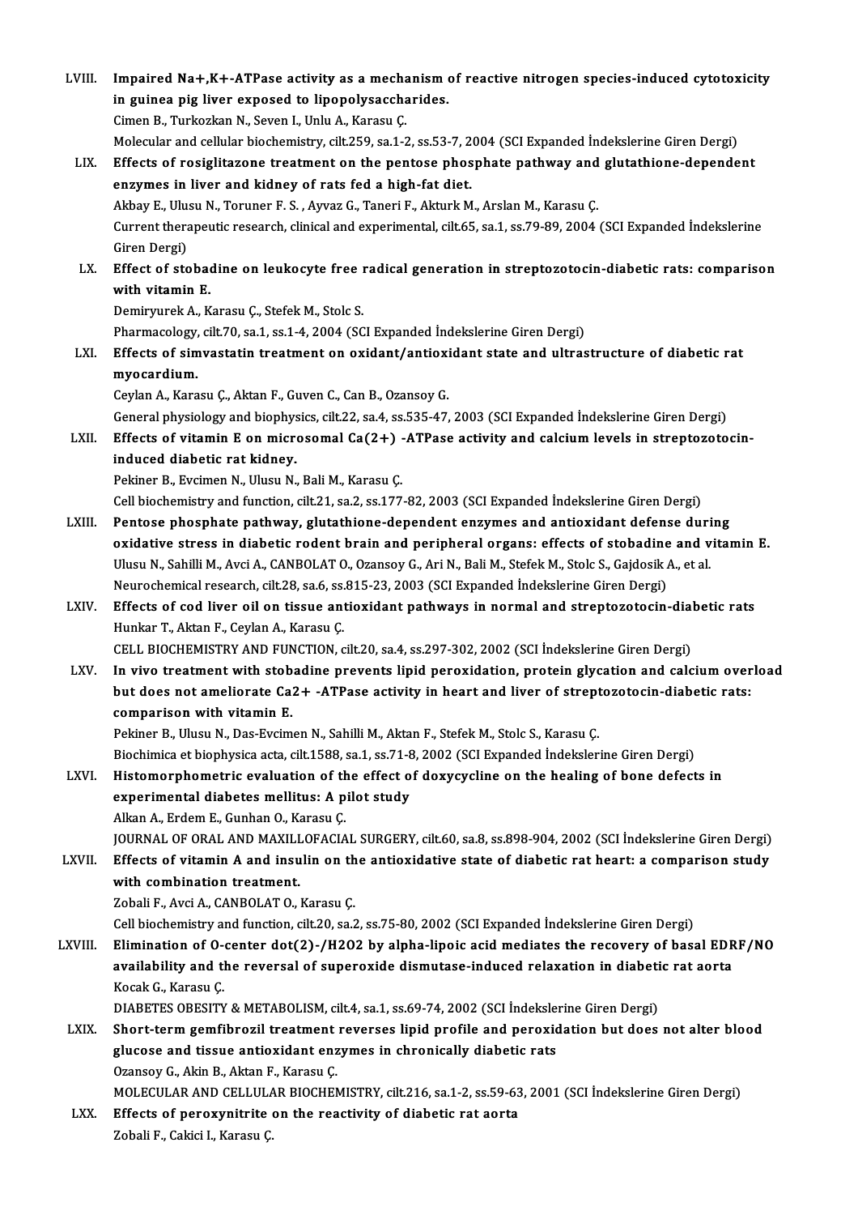LVIII. **Impaired Na+,K+-ATPase activity as a mechanism of reactive nitrogen species-induced cytotoxicity in guinea pig liver exposed to lipopolysaccharides.**
Cimen B., Turkozkan N., Seven I., Unlu A., Karasu Ç.
Molecular and cellular biochemistry, cilt.259, sa.1-2, ss.53-7, 2004 (SCI Expanded İndekslerine Giren Dergi)

LIX. **Effects of rosiglitazone treatment on the pentose phosphate pathway and glutathione-dependent enzymes in liver and kidney of rats fed a high-fat diet.**
Akbay E., Ulusu N., Toruner F. S. , Ayvaz G., Taneri F., Akturk M., Arslan M., Karasu Ç.
Current therapeutic research, clinical and experimental, cilt.65, sa.1, ss.79-89, 2004 (SCI Expanded İndekslerine Giren Dergi)

LX. **Effect of stobadine on leukocyte free radical generation in streptozotocin-diabetic rats: comparison with vitamin E.**
Demiryurek A., Karasu Ç., Stefek M., Stolc S.
Pharmacology, cilt.70, sa.1, ss.1-4, 2004 (SCI Expanded İndekslerine Giren Dergi)

LXI. **Effects of simvastatin treatment on oxidant/antioxidant state and ultrastructure of diabetic rat myocardium.**
Ceylan A., Karasu Ç., Aktan F., Guven C., Can B., Ozansoy G.
General physiology and biophysics, cilt.22, sa.4, ss.535-47, 2003 (SCI Expanded İndekslerine Giren Dergi)

LXII. **Effects of vitamin E on microsomal Ca(2+) -ATPase activity and calcium levels in streptozotocin-induced diabetic rat kidney.**
Pekiner B., Evcimen N., Ulusu N., Bali M., Karasu Ç.
Cell biochemistry and function, cilt.21, sa.2, ss.177-82, 2003 (SCI Expanded İndekslerine Giren Dergi)

LXIII. **Pentose phosphate pathway, glutathione-dependent enzymes and antioxidant defense during oxidative stress in diabetic rodent brain and peripheral organs: effects of stobadine and vitamin E.**
Ulusu N., Sahilli M., Avci A., CANBOLAT O., Ozansoy G., Ari N., Bali M., Stefek M., Stolc S., Gajdosik A., et al.
Neurochemical research, cilt.28, sa.6, ss.815-23, 2003 (SCI Expanded İndekslerine Giren Dergi)

LXIV. **Effects of cod liver oil on tissue antioxidant pathways in normal and streptozotocin-diabetic rats**
Hunkar T., Aktan F., Ceylan A., Karasu Ç.
CELL BIOCHEMISTRY AND FUNCTION, cilt.20, sa.4, ss.297-302, 2002 (SCI İndekslerine Giren Dergi)

LXV. **In vivo treatment with stobadine prevents lipid peroxidation, protein glycation and calcium overload but does not ameliorate Ca2+ -ATPase activity in heart and liver of streptozotocin-diabetic rats: comparison with vitamin E.**
Pekiner B., Ulusu N., Das-Evcimen N., Sahilli M., Aktan F., Stefek M., Stolc S., Karasu Ç.
Biochimica et biophysica acta, cilt.1588, sa.1, ss.71-8, 2002 (SCI Expanded İndekslerine Giren Dergi)

LXVI. **Histomorphometric evaluation of the effect of doxycycline on the healing of bone defects in experimental diabetes mellitus: A pilot study**
Alkan A., Erdem E., Gunhan O., Karasu Ç.
JOURNAL OF ORAL AND MAXILLOFACIAL SURGERY, cilt.60, sa.8, ss.898-904, 2002 (SCI İndekslerine Giren Dergi)

LXVII. **Effects of vitamin A and insulin on the antioxidative state of diabetic rat heart: a comparison study with combination treatment.**
Zobali F., Avci A., CANBOLAT O., Karasu Ç.
Cell biochemistry and function, cilt.20, sa.2, ss.75-80, 2002 (SCI Expanded İndekslerine Giren Dergi)

LXVIII. **Elimination of O-center dot(2)-/H2O2 by alpha-lipoic acid mediates the recovery of basal EDRF/NO availability and the reversal of superoxide dismutase-induced relaxation in diabetic rat aorta**
Kocak G., Karasu Ç.
DIABETES OBESITY & METABOLISM, cilt.4, sa.1, ss.69-74, 2002 (SCI İndekslerine Giren Dergi)

LXIX. **Short-term gemfibrozil treatment reverses lipid profile and peroxidation but does not alter blood glucose and tissue antioxidant enzymes in chronically diabetic rats**
Ozansoy G., Akin B., Aktan F., Karasu Ç.
MOLECULAR AND CELLULAR BIOCHEMISTRY, cilt.216, sa.1-2, ss.59-63, 2001 (SCI İndekslerine Giren Dergi)

LXX. **Effects of peroxynitrite on the reactivity of diabetic rat aorta**
Zobali F., Cakici I., Karasu Ç.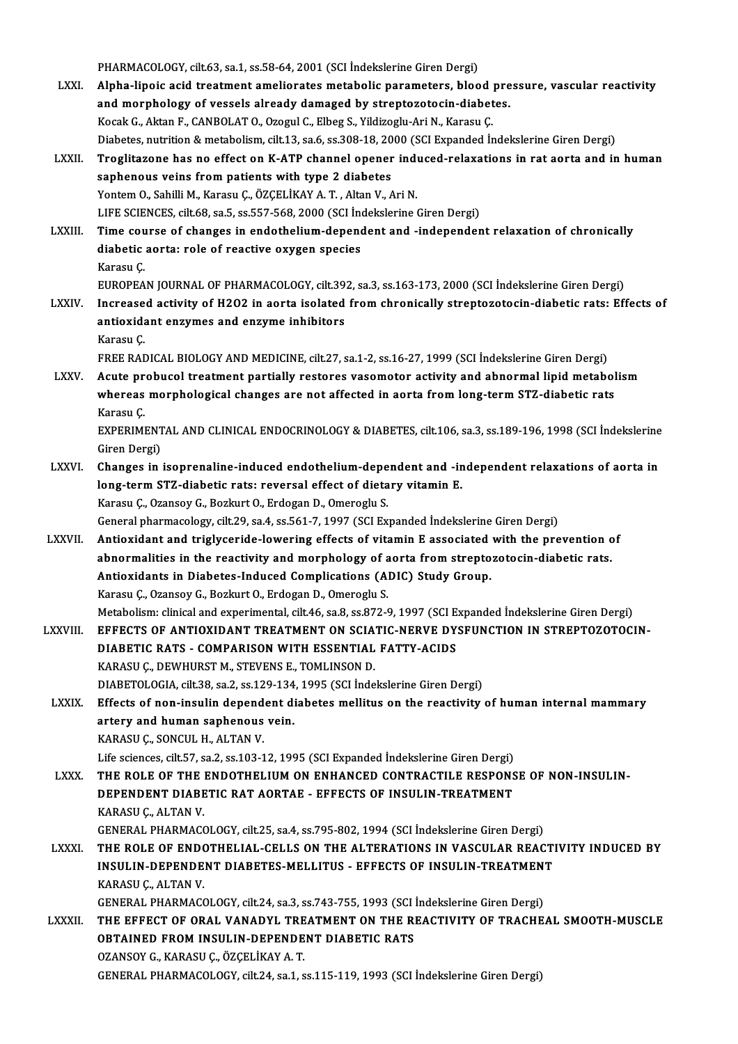PHARMACOLOGY, cilt.63, sa.1, ss.58-64, 2001 (SCI İndekslerine Giren Dergi)

LXXI. **Alpha-lipoic acid treatment ameliorates metabolic parameters, blood pressure, vascular reactivity and morphology of vessels already damaged by streptozotocin-diabetes.**
Kocak G., Aktan F., CANBOLAT O., Ozogul C., Elbeg S., Yildizoglu-Ari N., Karasu Ç.
Diabetes, nutrition & metabolism, cilt.13, sa.6, ss.308-18, 2000 (SCI Expanded İndekslerine Giren Dergi)

LXXII. **Troglitazone has no effect on K-ATP channel opener induced-relaxations in rat aorta and in human saphenous veins from patients with type 2 diabetes**
Yontem O., Sahilli M., Karasu Ç., ÖZÇELİKAY A. T. , Altan V., Ari N.
LIFE SCIENCES, cilt.68, sa.5, ss.557-568, 2000 (SCI İndekslerine Giren Dergi)

LXXIII. **Time course of changes in endothelium-dependent and -independent relaxation of chronically diabetic aorta: role of reactive oxygen species**
Karasu Ç.
EUROPEAN JOURNAL OF PHARMACOLOGY, cilt.392, sa.3, ss.163-173, 2000 (SCI İndekslerine Giren Dergi)

LXXIV. **Increased activity of H2O2 in aorta isolated from chronically streptozotocin-diabetic rats: Effects of antioxidant enzymes and enzyme inhibitors**
Karasu Ç.
FREE RADICAL BIOLOGY AND MEDICINE, cilt.27, sa.1-2, ss.16-27, 1999 (SCI İndekslerine Giren Dergi)

LXXV. **Acute probucol treatment partially restores vasomotor activity and abnormal lipid metabolism whereas morphological changes are not affected in aorta from long-term STZ-diabetic rats**
Karasu Ç.
EXPERIMENTAL AND CLINICAL ENDOCRINOLOGY & DIABETES, cilt.106, sa.3, ss.189-196, 1998 (SCI İndekslerine Giren Dergi)

LXXVI. **Changes in isoprenaline-induced endothelium-dependent and -independent relaxations of aorta in long-term STZ-diabetic rats: reversal effect of dietary vitamin E.**
Karasu Ç., Ozansoy G., Bozkurt O., Erdogan D., Omeroglu S.
General pharmacology, cilt.29, sa.4, ss.561-7, 1997 (SCI Expanded İndekslerine Giren Dergi)

LXXVII. **Antioxidant and triglyceride-lowering effects of vitamin E associated with the prevention of abnormalities in the reactivity and morphology of aorta from streptozotocin-diabetic rats. Antioxidants in Diabetes-Induced Complications (ADIC) Study Group.**
Karasu Ç., Ozansoy G., Bozkurt O., Erdogan D., Omeroglu S.
Metabolism: clinical and experimental, cilt.46, sa.8, ss.872-9, 1997 (SCI Expanded İndekslerine Giren Dergi)

LXXVIII. **EFFECTS OF ANTIOXIDANT TREATMENT ON SCIATIC-NERVE DYSFUNCTION IN STREPTOZOTOCIN-DIABETIC RATS - COMPARISON WITH ESSENTIAL FATTY-ACIDS**
KARASU Ç., DEWHURST M., STEVENS E., TOMLINSON D.
DIABETOLOGIA, cilt.38, sa.2, ss.129-134, 1995 (SCI İndekslerine Giren Dergi)

LXXIX. **Effects of non-insulin dependent diabetes mellitus on the reactivity of human internal mammary artery and human saphenous vein.**
KARASU Ç., SONCUL H., ALTAN V.
Life sciences, cilt.57, sa.2, ss.103-12, 1995 (SCI Expanded İndekslerine Giren Dergi)

LXXX. **THE ROLE OF THE ENDOTHELIUM ON ENHANCED CONTRACTILE RESPONSE OF NON-INSULIN-DEPENDENT DIABETIC RAT AORTAE - EFFECTS OF INSULIN-TREATMENT**
KARASU Ç., ALTAN V.
GENERAL PHARMACOLOGY, cilt.25, sa.4, ss.795-802, 1994 (SCI İndekslerine Giren Dergi)

LXXXI. **THE ROLE OF ENDOTHELIAL-CELLS ON THE ALTERATIONS IN VASCULAR REACTIVITY INDUCED BY INSULIN-DEPENDENT DIABETES-MELLITUS - EFFECTS OF INSULIN-TREATMENT**
KARASU Ç., ALTAN V.
GENERAL PHARMACOLOGY, cilt.24, sa.3, ss.743-755, 1993 (SCI İndekslerine Giren Dergi)

LXXXII. **THE EFFECT OF ORAL VANADYL TREATMENT ON THE REACTIVITY OF TRACHEAL SMOOTH-MUSCLE OBTAINED FROM INSULIN-DEPENDENT DIABETIC RATS**
OZANSOY G., KARASU Ç., ÖZÇELİKAY A. T.
GENERAL PHARMACOLOGY, cilt.24, sa.1, ss.115-119, 1993 (SCI İndekslerine Giren Dergi)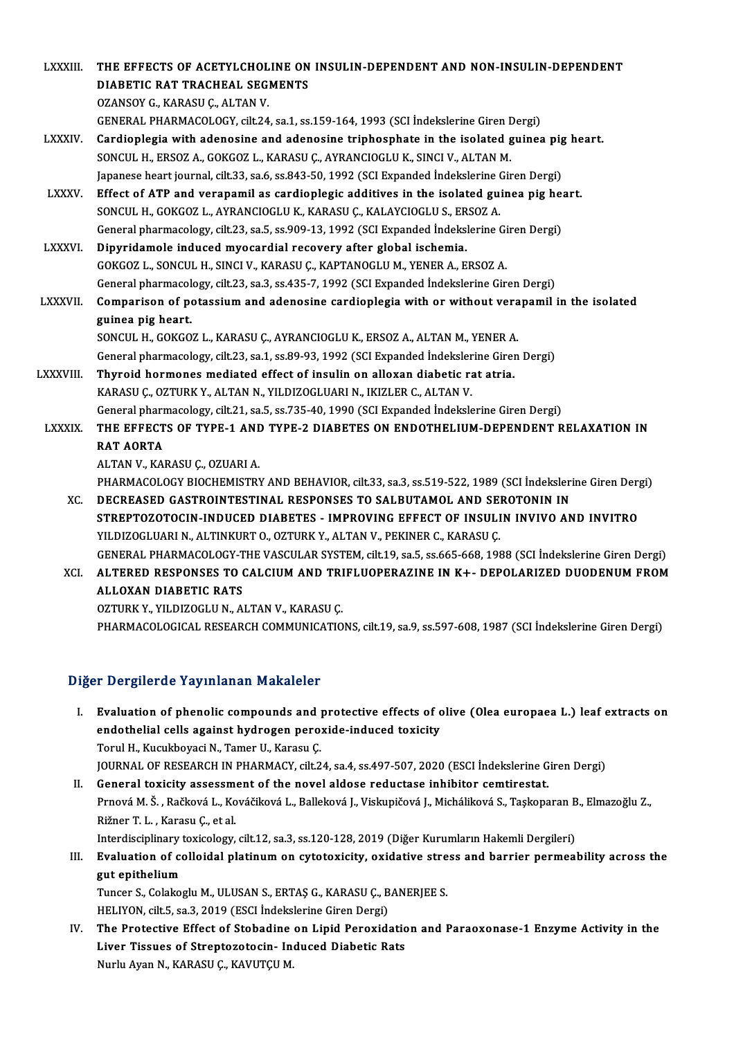LXXXIII. **THE EFFECTS OF ACETYLCHOLINE ON INSULIN-DEPENDENT AND NON-INSULIN-DEPENDENT DIABETIC RAT TRACHEAL SEGMENTS**
OZANSOY G., KARASU Ç., ALTAN V.
GENERAL PHARMACOLOGY, cilt.24, sa.1, ss.159-164, 1993 (SCI İndekslerine Giren Dergi)

LXXXIV. **Cardioplegia with adenosine and adenosine triphosphate in the isolated guinea pig heart.**
SONCUL H., ERSOZ A., GOKGOZ L., KARASU Ç., AYRANCIOGLU K., SINCI V., ALTAN M.
Japanese heart journal, cilt.33, sa.6, ss.843-50, 1992 (SCI Expanded İndekslerine Giren Dergi)

LXXXV. **Effect of ATP and verapamil as cardioplegic additives in the isolated guinea pig heart.**
SONCUL H., GOKGOZ L., AYRANCIOGLU K., KARASU Ç., KALAYCIOGLU S., ERSOZ A.
General pharmacology, cilt.23, sa.5, ss.909-13, 1992 (SCI Expanded İndekslerine Giren Dergi)

LXXXVI. **Dipyridamole induced myocardial recovery after global ischemia.**
GOKGOZ L., SONCUL H., SINCI V., KARASU Ç., KAPTANOGLU M., YENER A., ERSOZ A.
General pharmacology, cilt.23, sa.3, ss.435-7, 1992 (SCI Expanded İndekslerine Giren Dergi)

LXXXVII. **Comparison of potassium and adenosine cardioplegia with or without verapamil in the isolated guinea pig heart.**
SONCUL H., GOKGOZ L., KARASU Ç., AYRANCIOGLU K., ERSOZ A., ALTAN M., YENER A.
General pharmacology, cilt.23, sa.1, ss.89-93, 1992 (SCI Expanded İndekslerine Giren Dergi)

LXXXVIII. **Thyroid hormones mediated effect of insulin on alloxan diabetic rat atria.**
KARASU Ç., OZTURK Y., ALTAN N., YILDIZOGLUARI N., IKIZLER C., ALTAN V.
General pharmacology, cilt.21, sa.5, ss.735-40, 1990 (SCI Expanded İndekslerine Giren Dergi)

LXXXIX. **THE EFFECTS OF TYPE-1 AND TYPE-2 DIABETES ON ENDOTHELIUM-DEPENDENT RELAXATION IN RAT AORTA**
ALTAN V., KARASU Ç., OZUARI A.
PHARMACOLOGY BIOCHEMISTRY AND BEHAVIOR, cilt.33, sa.3, ss.519-522, 1989 (SCI İndekslerine Giren Dergi)

XC. **DECREASED GASTROINTESTINAL RESPONSES TO SALBUTAMOL AND SEROTONIN IN STREPTOZOTOCIN-INDUCED DIABETES - IMPROVING EFFECT OF INSULIN INVIVO AND INVITRO**
YILDIZOGLUARI N., ALTINKURT O., OZTURK Y., ALTAN V., PEKINER C., KARASU Ç.
GENERAL PHARMACOLOGY-THE VASCULAR SYSTEM, cilt.19, sa.5, ss.665-668, 1988 (SCI İndekslerine Giren Dergi)

XCI. **ALTERED RESPONSES TO CALCIUM AND TRIFLUOPERAZINE IN K+- DEPOLARIZED DUODENUM FROM ALLOXAN DIABETIC RATS**
OZTURK Y., YILDIZOGLU N., ALTAN V., KARASU Ç.
PHARMACOLOGICAL RESEARCH COMMUNICATIONS, cilt.19, sa.9, ss.597-608, 1987 (SCI İndekslerine Giren Dergi)

## Diğer Dergilerde Yayınlanan Makaleler

I. **Evaluation of phenolic compounds and protective effects of olive (Olea europaea L.) leaf extracts on endothelial cells against hydrogen peroxide-induced toxicity**
Torul H., Kucukboyaci N., Tamer U., Karasu Ç.
JOURNAL OF RESEARCH IN PHARMACY, cilt.24, sa.4, ss.497-507, 2020 (ESCI İndekslerine Giren Dergi)

II. **General toxicity assessment of the novel aldose reductase inhibitor cemtirestat.**
Prnová M. Š. , Račková L., Kováčiková L., Balleková J., Viskupičová J., Micháliková S., Taşkoparan B., Elmazoğlu Z., Rižner T. L. , Karasu Ç., et al.
Interdisciplinary toxicology, cilt.12, sa.3, ss.120-128, 2019 (Diğer Kurumların Hakemli Dergileri)

III. **Evaluation of colloidal platinum on cytotoxicity, oxidative stress and barrier permeability across the gut epithelium**
Tuncer S., Colakoglu M., ULUSAN S., ERTAŞ G., KARASU Ç., BANERJEE S.
HELIYON, cilt.5, sa.3, 2019 (ESCI İndekslerine Giren Dergi)

IV. **The Protective Effect of Stobadine on Lipid Peroxidation and Paraoxonase-1 Enzyme Activity in the Liver Tissues of Streptozotocin- Induced Diabetic Rats**
Nurlu Ayan N., KARASU Ç., KAVUTÇU M.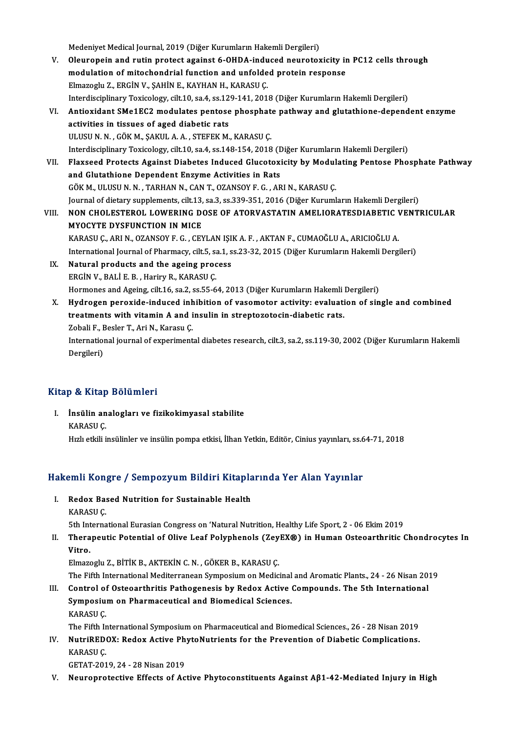Medeniyet Medical Journal, 2019 (Diğer Kurumların Hakemli Dergileri)

V. **Oleuropein and rutin protect against 6-OHDA-induced neurotoxicity in PC12 cells through modulation of mitochondrial function and unfolded protein response**
Elmazoglu Z., ERGİN V., ŞAHİN E., KAYHAN H., KARASU Ç.
Interdisciplinary Toxicology, cilt.10, sa.4, ss.129-141, 2018 (Diğer Kurumların Hakemli Dergileri)

VI. **Antioxidant SMe1EC2 modulates pentose phosphate pathway and glutathione-dependent enzyme activities in tissues of aged diabetic rats**
ULUSU N. N. , GÖK M., ŞAKUL A. A. , STEFEK M., KARASU Ç.
Interdisciplinary Toxicology, cilt.10, sa.4, ss.148-154, 2018 (Diğer Kurumların Hakemli Dergileri)

VII. **Flaxseed Protects Against Diabetes Induced Glucotoxicity by Modulating Pentose Phosphate Pathway and Glutathione Dependent Enzyme Activities in Rats**
GÖK M., ULUSU N. N. , TARHAN N., CAN T., OZANSOY F. G. , ARI N., KARASU Ç.
Journal of dietary supplements, cilt.13, sa.3, ss.339-351, 2016 (Diğer Kurumların Hakemli Dergileri)

VIII. **NON CHOLESTEROL LOWERING DOSE OF ATORVASTATIN AMELIORATESDIABETIC VENTRICULAR MYOCYTE DYSFUNCTION IN MICE**
KARASU Ç., ARI N., OZANSOY F. G. , CEYLAN IŞIK A. F. , AKTAN F., CUMAOĞLU A., ARICIOĞLU A.
International Journal of Pharmacy, cilt.5, sa.1, ss.23-32, 2015 (Diğer Kurumların Hakemli Dergileri)

IX. **Natural products and the ageing process**
ERGİN V., BALİ E. B. , Hariry R., KARASU Ç.
Hormones and Ageing, cilt.16, sa.2, ss.55-64, 2013 (Diğer Kurumların Hakemli Dergileri)

X. **Hydrogen peroxide-induced inhibition of vasomotor activity: evaluation of single and combined treatments with vitamin A and insulin in streptozotocin-diabetic rats.**
Zobali F., Besler T., Ari N., Karasu Ç.
International journal of experimental diabetes research, cilt.3, sa.2, ss.119-30, 2002 (Diğer Kurumların Hakemli Dergileri)

## Kitap & Kitap Bölümleri

I. **İnsülin analogları ve fizikokimyasal stabilite**
KARASU Ç.
Hızlı etkili insülinler ve insülin pompa etkisi, İlhan Yetkin, Editör, Cinius yayınları, ss.64-71, 2018

## Hakemli Kongre / Sempozyum Bildiri Kitaplarında Yer Alan Yayınlar

I. **Redox Based Nutrition for Sustainable Health**
KARASU Ç.
5th International Eurasian Congress on 'Natural Nutrition, Healthy Life Sport, 2 - 06 Ekim 2019

II. **Therapeutic Potential of Olive Leaf Polyphenols (ZeyEX®) in Human Osteoarthritic Chondrocytes In Vitro.**
Elmazoglu Z., BİTİK B., AKTEKİN C. N. , GÖKER B., KARASU Ç.
The Fifth International Mediterranean Symposium on Medicinal and Aromatic Plants., 24 - 26 Nisan 2019

III. **Control of Osteoarthritis Pathogenesis by Redox Active Compounds. The 5th International Symposium on Pharmaceutical and Biomedical Sciences.**
KARASU Ç.
The Fifth International Symposium on Pharmaceutical and Biomedical Sciences., 26 - 28 Nisan 2019

IV. **NutriREDOX: Redox Active PhytoNutrients for the Prevention of Diabetic Complications.**
KARASU Ç.
GETAT-2019, 24 - 28 Nisan 2019

V. **Neuroprotective Effects of Active Phytoconstituents Against Aβ1-42-Mediated Injury in High**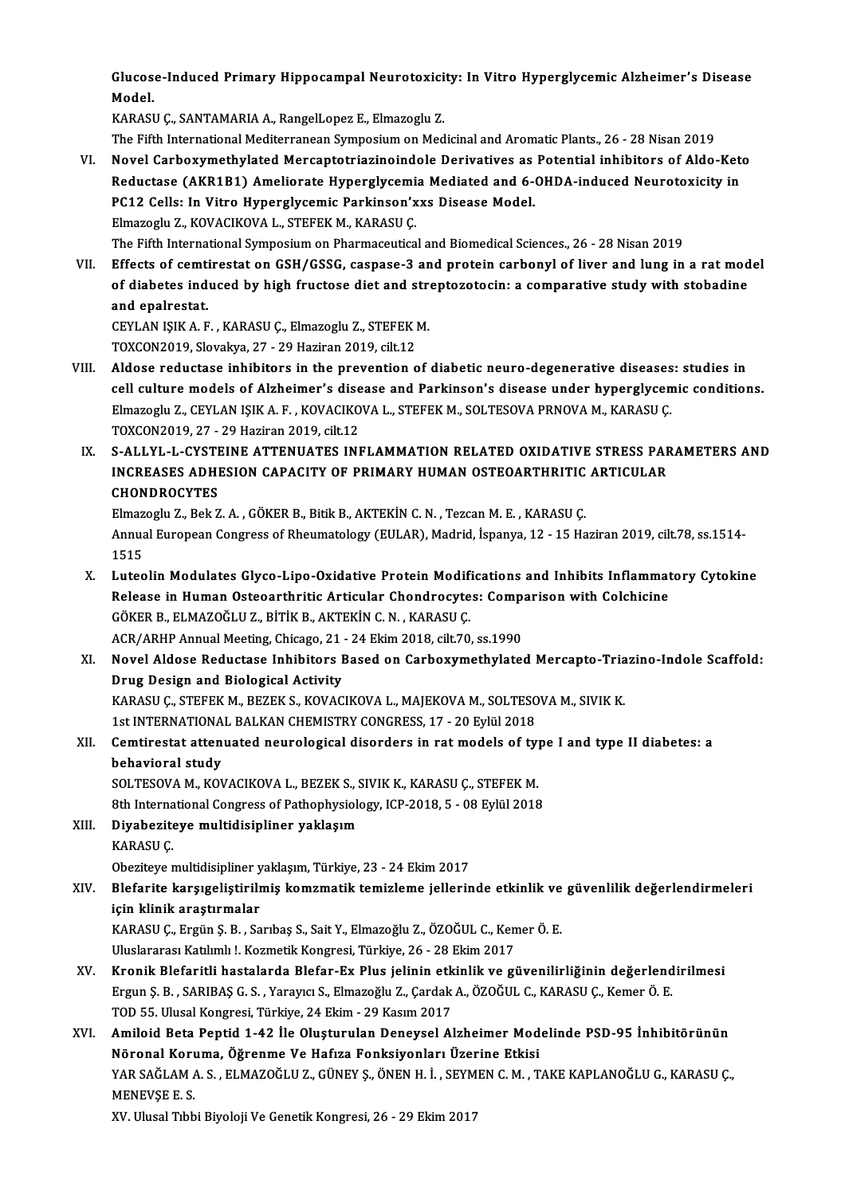**Glucose-Induced Primary Hippocampal Neurotoxicity: In Vitro Hyperglycemic Alzheimer's Disease Model.**
KARASU Ç., SANTAMARIA A., RangelLopez E., Elmazoglu Z.
The Fifth International Mediterranean Symposium on Medicinal and Aromatic Plants., 26 - 28 Nisan 2019

VI. **Novel Carboxymethylated Mercaptotriazinoindole Derivatives as Potential inhibitors of Aldo-Keto Reductase (AKR1B1) Ameliorate Hyperglycemia Mediated and 6-OHDA-induced Neurotoxicity in PC12 Cells: In Vitro Hyperglycemic Parkinson'xxs Disease Model.**
Elmazoglu Z., KOVACIKOVA L., STEFEK M., KARASU Ç.
The Fifth International Symposium on Pharmaceutical and Biomedical Sciences., 26 - 28 Nisan 2019

VII. **Effects of cemtirestat on GSH/GSSG, caspase-3 and protein carbonyl of liver and lung in a rat model of diabetes induced by high fructose diet and streptozotocin: a comparative study with stobadine and epalrestat.**
CEYLAN IŞIK A. F. , KARASU Ç., Elmazoglu Z., STEFEK M.
TOXCON2019, Slovakya, 27 - 29 Haziran 2019, cilt.12

VIII. **Aldose reductase inhibitors in the prevention of diabetic neuro-degenerative diseases: studies in cell culture models of Alzheimer's disease and Parkinson's disease under hyperglycemic conditions.**
Elmazoglu Z., CEYLAN IŞIK A. F. , KOVACIKOVA L., STEFEK M., SOLTESOVA PRNOVA M., KARASU Ç.
TOXCON2019, 27 - 29 Haziran 2019, cilt.12

IX. **S-ALLYL-L-CYSTEINE ATTENUATES INFLAMMATION RELATED OXIDATIVE STRESS PARAMETERS AND INCREASES ADHESION CAPACITY OF PRIMARY HUMAN OSTEOARTHRITIC ARTICULAR CHONDROCYTES**
Elmazoglu Z., Bek Z. A. , GÖKER B., Bitik B., AKTEKİN C. N. , Tezcan M. E. , KARASU Ç.
Annual European Congress of Rheumatology (EULAR), Madrid, İspanya, 12 - 15 Haziran 2019, cilt.78, ss.1514-1515

X. **Luteolin Modulates Glyco-Lipo-Oxidative Protein Modifications and Inhibits Inflammatory Cytokine Release in Human Osteoarthritic Articular Chondrocytes: Comparison with Colchicine**
GÖKER B., ELMAZOĞLU Z., BİTİK B., AKTEKİN C. N. , KARASU Ç.
ACR/ARHP Annual Meeting, Chicago, 21 - 24 Ekim 2018, cilt.70, ss.1990

XI. **Novel Aldose Reductase Inhibitors Based on Carboxymethylated Mercapto-Triazino-Indole Scaffold: Drug Design and Biological Activity**
KARASU Ç., STEFEK M., BEZEK S., KOVACIKOVA L., MAJEKOVA M., SOLTESOVA M., SIVIK K.
1st INTERNATIONAL BALKAN CHEMISTRY CONGRESS, 17 - 20 Eylül 2018

XII. **Cemtirestat attenuated neurological disorders in rat models of type I and type II diabetes: a behavioral study**
SOLTESOVA M., KOVACIKOVA L., BEZEK S., SIVIK K., KARASU Ç., STEFEK M.
8th International Congress of Pathophysiology, ICP-2018, 5 - 08 Eylül 2018

XIII. **Diyabeziteye multidisipliner yaklaşım**
KARASU Ç.
Obeziteye multidisipliner yaklaşım, Türkiye, 23 - 24 Ekim 2017

XIV. **Blefarite karşıgeliştirilmiş komzmatik temizleme jellerinde etkinlik ve güvenlilik değerlendirmeleri için klinik araştırmalar**
KARASU Ç., Ergün Ş. B. , Sarıbaş S., Sait Y., Elmazoğlu Z., ÖZOĞUL C., Kemer Ö. E.
Uluslararası Katılımlı !. Kozmetik Kongresi, Türkiye, 26 - 28 Ekim 2017

XV. **Kronik Blefaritli hastalarda Blefar-Ex Plus jelinin etkinlik ve güvenilirliğinin değerlendirilmesi**
Ergun Ş. B. , SARIBAŞ G. S. , Yarayıcı S., Elmazoğlu Z., Çardak A., ÖZOĞUL C., KARASU Ç., Kemer Ö. E.
TOD 55. Ulusal Kongresi, Türkiye, 24 Ekim - 29 Kasım 2017

XVI. **Amiloid Beta Peptid 1-42 İle Oluşturulan Deneysel Alzheimer Modelinde PSD-95 İnhibitörünün Nöronal Koruma, Öğrenme Ve Hafıza Fonksiyonları Üzerine Etkisi**
YAR SAĞLAM A. S. , ELMAZOĞLU Z., GÜNEY Ş., ÖNEN H. İ. , SEYMEN C. M. , TAKE KAPLANOĞLU G., KARASU Ç., MENEVŞE E. S.
XV. Ulusal Tıbbi Biyoloji Ve Genetik Kongresi, 26 - 29 Ekim 2017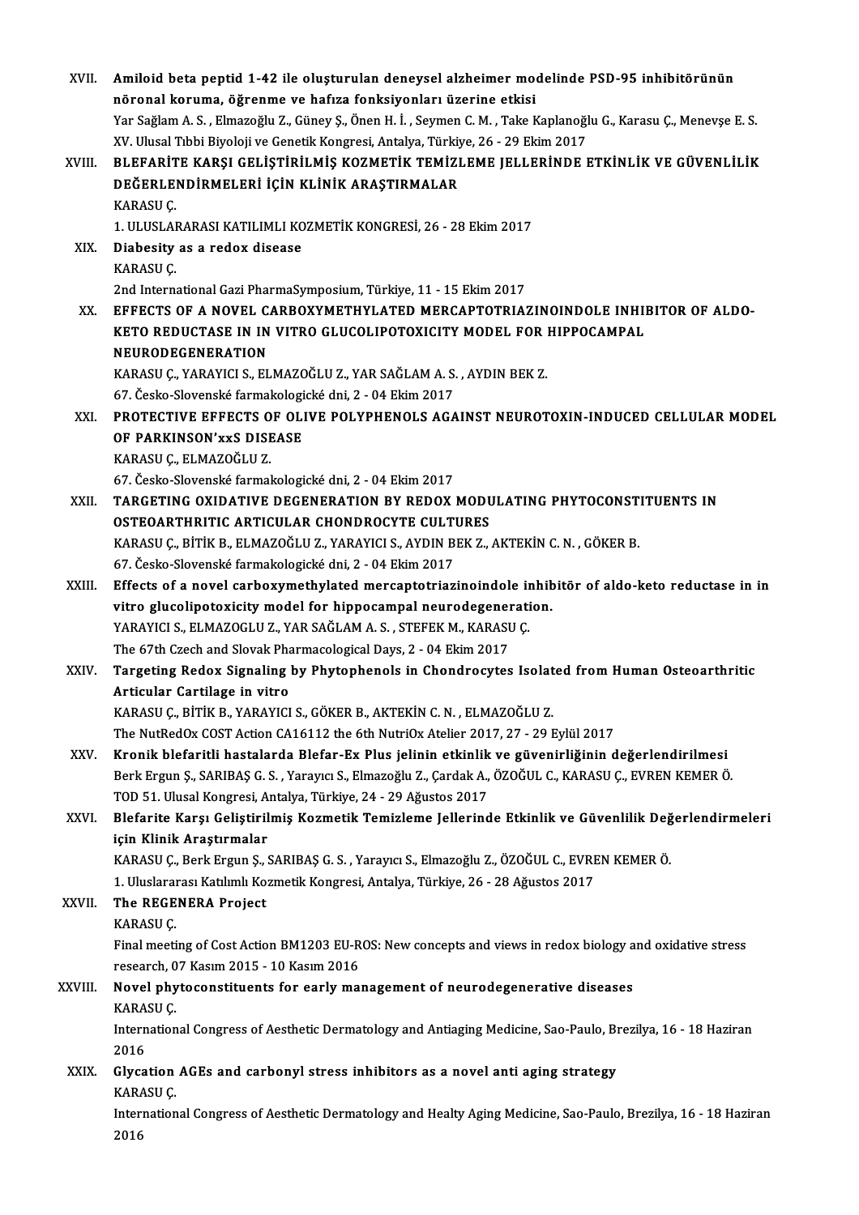XVII. **Amiloid beta peptid 1-42 ile oluşturulan deneysel alzheimer modelinde PSD-95 inhibitörünün nöronal koruma, öğrenme ve hafıza fonksiyonları üzerine etkisi**
Yar Sağlam A. S. , Elmazoğlu Z., Güney Ş., Önen H. İ. , Seymen C. M. , Take Kaplanoğlu G., Karasu Ç., Menevşe E. S.
XV. Ulusal Tıbbi Biyoloji ve Genetik Kongresi, Antalya, Türkiye, 26 - 29 Ekim 2017

XVIII. **BLEFARİTE KARŞI GELİŞTİRİLMİŞ KOZMETİK TEMİZLEME JELLERİNDE ETKİNLİK VE GÜVENLİLİK DEĞERLENDİRMELERİ İÇİN KLİNİK ARAŞTIRMALAR**
KARASU Ç.
1. ULUSLARARASI KATILIMLI KOZMETİK KONGRESİ, 26 - 28 Ekim 2017

XIX. **Diabesity as a redox disease**
KARASU Ç.
2nd International Gazi PharmaSymposium, Türkiye, 11 - 15 Ekim 2017

XX. **EFFECTS OF A NOVEL CARBOXYMETHYLATED MERCAPTOTRIAZINOINDOLE INHIBITOR OF ALDO-KETO REDUCTASE IN IN VITRO GLUCOLIPOTOXICITY MODEL FOR HIPPOCAMPAL NEURODEGENERATION**
KARASU Ç., YARAYICI S., ELMAZOĞLU Z., YAR SAĞLAM A. S. , AYDIN BEK Z.
67. Česko-Slovenské farmakologické dni, 2 - 04 Ekim 2017

XXI. **PROTECTIVE EFFECTS OF OLIVE POLYPHENOLS AGAINST NEUROTOXIN-INDUCED CELLULAR MODEL OF PARKINSON'xxS DISEASE**
KARASU Ç., ELMAZOĞLU Z.
67. Česko-Slovenské farmakologické dni, 2 - 04 Ekim 2017

XXII. **TARGETING OXIDATIVE DEGENERATION BY REDOX MODULATING PHYTOCONSTITUENTS IN OSTEOARTHRITIC ARTICULAR CHONDROCYTE CULTURES**
KARASU Ç., BİTİK B., ELMAZOĞLU Z., YARAYICI S., AYDIN BEK Z., AKTEKİN C. N. , GÖKER B.
67. Česko-Slovenské farmakologické dni, 2 - 04 Ekim 2017

XXIII. **Effects of a novel carboxymethylated mercaptotriazinoindole inhibitör of aldo-keto reductase in in vitro glucolipotoxicity model for hippocampal neurodegeneration.**
YARAYICI S., ELMAZOGLU Z., YAR SAĞLAM A. S. , STEFEK M., KARASU Ç.
The 67th Czech and Slovak Pharmacological Days, 2 - 04 Ekim 2017

XXIV. **Targeting Redox Signaling by Phytophenols in Chondrocytes Isolated from Human Osteoarthritic Articular Cartilage in vitro**
KARASU Ç., BİTİK B., YARAYICI S., GÖKER B., AKTEKİN C. N. , ELMAZOĞLU Z.
The NutRedOx COST Action CA16112 the 6th NutriOx Atelier 2017, 27 - 29 Eylül 2017

XXV. **Kronik blefaritli hastalarda Blefar-Ex Plus jelinin etkinlik ve güvenirliğinin değerlendirilmesi**
Berk Ergun Ş., SARIBAŞ G. S. , Yarayıcı S., Elmazoğlu Z., Çardak A., ÖZOĞUL C., KARASU Ç., EVREN KEMER Ö.
TOD 51. Ulusal Kongresi, Antalya, Türkiye, 24 - 29 Ağustos 2017

XXVI. **Blefarite Karşı Geliştirilmiş Kozmetik Temizleme Jellerinde Etkinlik ve Güvenlilik Değerlendirmeleri için Klinik Araştırmalar**
KARASU Ç., Berk Ergun Ş., SARIBAŞ G. S. , Yarayıcı S., Elmazoğlu Z., ÖZOĞUL C., EVREN KEMER Ö.
1. Uluslararası Katılımlı Kozmetik Kongresi, Antalya, Türkiye, 26 - 28 Ağustos 2017

XXVII. **The REGENERA Project**
KARASU Ç.
Final meeting of Cost Action BM1203 EU-ROS: New concepts and views in redox biology and oxidative stress research, 07 Kasım 2015 - 10 Kasım 2016

XXVIII. **Novel phytoconstituents for early management of neurodegenerative diseases**
KARASU Ç.
International Congress of Aesthetic Dermatology and Antiaging Medicine, Sao-Paulo, Brezilya, 16 - 18 Haziran 2016

XXIX. **Glycation AGEs and carbonyl stress inhibitors as a novel anti aging strategy**
KARASU Ç.
International Congress of Aesthetic Dermatology and Healty Aging Medicine, Sao-Paulo, Brezilya, 16 - 18 Haziran 2016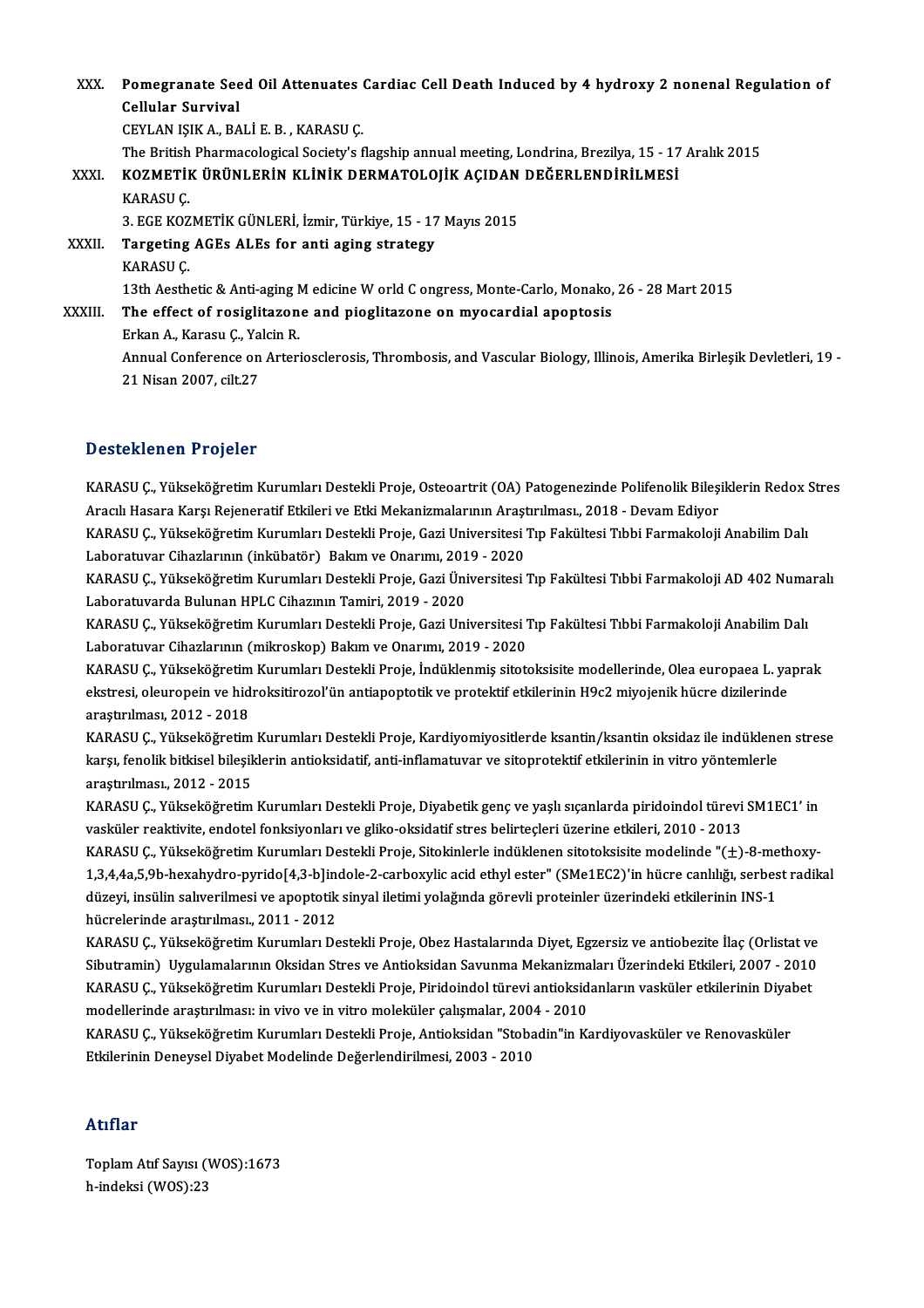XXX. **Pomegranate Seed Oil Attenuates Cardiac Cell Death Induced by 4 hydroxy 2 nonenal Regulation of Cellular Survival**
CEYLAN IŞIK A., BALİ E. B. , KARASU Ç.
The British Pharmacological Society's flagship annual meeting, Londrina, Brezilya, 15 - 17 Aralık 2015

XXXI. **KOZMETİK ÜRÜNLERİN KLİNİK DERMATOLOJİK AÇIDAN DEĞERLENDİRİLMESİ**
KARASU Ç.
3. EGE KOZMETİK GÜNLERİ, İzmir, Türkiye, 15 - 17 Mayıs 2015

XXXII. **Targeting AGEs ALEs for anti aging strategy**
KARASU Ç.
13th Aesthetic & Anti-aging M edicine W orld C ongress, Monte-Carlo, Monako, 26 - 28 Mart 2015

XXXIII. **The effect of rosiglitazone and pioglitazone on myocardial apoptosis**
Erkan A., Karasu Ç., Yalcin R.
Annual Conference on Arteriosclerosis, Thrombosis, and Vascular Biology, Illinois, Amerika Birleşik Devletleri, 19 - 21 Nisan 2007, cilt.27

## Desteklenen Projeler

KARASU Ç., Yükseköğretim Kurumları Destekli Proje, Osteoartrit (OA) Patogenezinde Polifenolik Bileşiklerin Redox Stres Aracılı Hasara Karşı Rejeneratif Etkileri ve Etki Mekanizmalarının Araştırılması., 2018 - Devam Ediyor

KARASU Ç., Yükseköğretim Kurumları Destekli Proje, Gazi Universitesi Tıp Fakültesi Tıbbi Farmakoloji Anabilim Dalı Laboratuvar Cihazlarının (inkübatör) Bakım ve Onarımı, 2019 - 2020

KARASU Ç., Yükseköğretim Kurumları Destekli Proje, Gazi Üniversitesi Tıp Fakültesi Tıbbi Farmakoloji AD 402 Numaralı Laboratuvarda Bulunan HPLC Cihazının Tamiri, 2019 - 2020

KARASU Ç., Yükseköğretim Kurumları Destekli Proje, Gazi Universitesi Tıp Fakültesi Tıbbi Farmakoloji Anabilim Dalı Laboratuvar Cihazlarının (mikroskop) Bakım ve Onarımı, 2019 - 2020

KARASU Ç., Yükseköğretim Kurumları Destekli Proje, İndüklenmiş sitotoksisite modellerinde, Olea europaea L. yaprak ekstresi, oleuropein ve hidroksitirozol'ün antiapoptotik ve protektif etkilerinin H9c2 miyojenik hücre dizilerinde araştırılması, 2012 - 2018

KARASU Ç., Yükseköğretim Kurumları Destekli Proje, Kardiyomiyositlerde ksantin/ksantin oksidaz ile indüklenen strese karşı, fenolik bitkisel bileşiklerin antioksidatif, anti-inflamatuvar ve sitoprotektif etkilerinin in vitro yöntemlerle araştırılması., 2012 - 2015

KARASU Ç., Yükseköğretim Kurumları Destekli Proje, Diyabetik genç ve yaşlı sıçanlarda piridoindol türevi SM1EC1' in vasküler reaktivite, endotel fonksiyonları ve gliko-oksidatif stres belirteçleri üzerine etkileri, 2010 - 2013

KARASU Ç., Yükseköğretim Kurumları Destekli Proje, Sitokinlerle indüklenen sitotoksisite modelinde "(±)-8-methoxy-1,3,4,4a,5,9b-hexahydro-pyrido[4,3-b]indole-2-carboxylic acid ethyl ester" (SMe1EC2)'in hücre canlılığı, serbest radikal düzeyi, insülin salıverilmesi ve apoptotik sinyal iletimi yolağında görevli proteinler üzerindeki etkilerinin INS-1 hücrelerinde araştırılması., 2011 - 2012

KARASU Ç., Yükseköğretim Kurumları Destekli Proje, Obez Hastalarında Diyet, Egzersiz ve antiobezite İlaç (Orlistat ve Sibutramin) Uygulamalarının Oksidan Stres ve Antioksidan Savunma Mekanizmaları Üzerindeki Etkileri, 2007 - 2010

KARASU Ç., Yükseköğretim Kurumları Destekli Proje, Piridoindol türevi antioksidanların vasküler etkilerinin Diyabet modellerinde araştırılması: in vivo ve in vitro moleküler çalışmalar, 2004 - 2010

KARASU Ç., Yükseköğretim Kurumları Destekli Proje, Antioksidan "Stobadin"in Kardiyovasküler ve Renovasküler Etkilerinin Deneysel Diyabet Modelinde Değerlendirilmesi, 2003 - 2010

## Atıflar

Toplam Atıf Sayısı (WOS):1673
h-indeksi (WOS):23